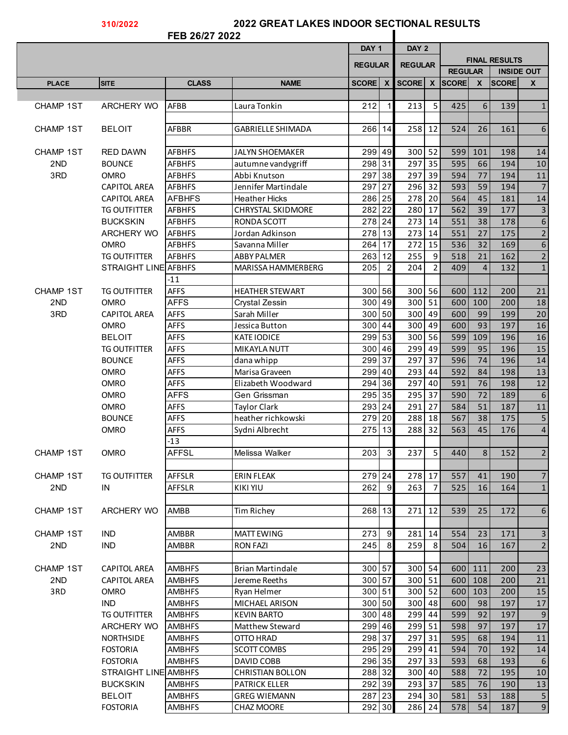310/2022

# 2022 GREAT LAKES INDOOR SECTIONAL RESULTS

FEB 26/27 2022

| | | | | DAY 1 | | DAY 2 | | FINAL RESULTS | | | |
|---|---|---|---|---|---|---|---|---|---|---|---|
| | | | | REGULAR | | REGULAR | | REGULAR | | INSIDE OUT | |
| PLACE | SITE | CLASS | NAME | SCORE | X | SCORE | X | SCORE | X | SCORE | X |
| CHAMP 1ST | ARCHERY WO | AFBB | Laura Tonkin | 212 | 1 | 213 | 5 | 425 | 6 | 139 | 1 |
| CHAMP 1ST | BELOIT | AFBBR | GABRIELLE SHIMADA | 266 | 14 | 258 | 12 | 524 | 26 | 161 | 6 |
| CHAMP 1ST | RED DAWN | AFBHFS | JALYN SHOEMAKER | 299 | 49 | 300 | 52 | 599 | 101 | 198 | 14 |
| 2ND | BOUNCE | AFBHFS | autumne vandygriff | 298 | 31 | 297 | 35 | 595 | 66 | 194 | 10 |
| 3RD | OMRO | AFBHFS | Abbi Knutson | 297 | 38 | 297 | 39 | 594 | 77 | 194 | 11 |
| | CAPITOL AREA | AFBHFS | Jennifer Martindale | 297 | 27 | 296 | 32 | 593 | 59 | 194 | 7 |
| | CAPITOL AREA | AFBHFS | Heather Hicks | 286 | 25 | 278 | 20 | 564 | 45 | 181 | 14 |
| | TG OUTFITTER | AFBHFS | CHRYSTAL SKIDMORE | 282 | 22 | 280 | 17 | 562 | 39 | 177 | 3 |
| | BUCKSKIN | AFBHFS | RONDA SCOTT | 278 | 24 | 273 | 14 | 551 | 38 | 178 | 6 |
| | ARCHERY WO | AFBHFS | Jordan Adkinson | 278 | 13 | 273 | 14 | 551 | 27 | 175 | 2 |
| | OMRO | AFBHFS | Savanna Miller | 264 | 17 | 272 | 15 | 536 | 32 | 169 | 6 |
| | TG OUTFITTER | AFBHFS | ABBY PALMER | 263 | 12 | 255 | 9 | 518 | 21 | 162 | 2 |
| | STRAIGHT LINE | AFBHFS | MARISSA HAMMERBERG | 205 | 2 | 204 | 2 | 409 | 4 | 132 | 1 |
| | | -11 | | | | | | | | | |
| CHAMP 1ST | TG OUTFITTER | AFFS | HEATHER STEWART | 300 | 56 | 300 | 56 | 600 | 112 | 200 | 21 |
| 2ND | OMRO | AFFS | Crystal Zessin | 300 | 49 | 300 | 51 | 600 | 100 | 200 | 18 |
| 3RD | CAPITOL AREA | AFFS | Sarah Miller | 300 | 50 | 300 | 49 | 600 | 99 | 199 | 20 |
| | OMRO | AFFS | Jessica Button | 300 | 44 | 300 | 49 | 600 | 93 | 197 | 16 |
| | BELOIT | AFFS | KATE IODICE | 299 | 53 | 300 | 56 | 599 | 109 | 196 | 16 |
| | TG OUTFITTER | AFFS | MIKAYLA NUTT | 300 | 46 | 299 | 49 | 599 | 95 | 196 | 15 |
| | BOUNCE | AFFS | dana whipp | 299 | 37 | 297 | 37 | 596 | 74 | 196 | 14 |
| | OMRO | AFFS | Marisa Graveen | 299 | 40 | 293 | 44 | 592 | 84 | 198 | 13 |
| | OMRO | AFFS | Elizabeth Woodward | 294 | 36 | 297 | 40 | 591 | 76 | 198 | 12 |
| | OMRO | AFFS | Gen Grissman | 295 | 35 | 295 | 37 | 590 | 72 | 189 | 6 |
| | OMRO | AFFS | Taylor Clark | 293 | 24 | 291 | 27 | 584 | 51 | 187 | 11 |
| | BOUNCE | AFFS | heather richkowski | 279 | 20 | 288 | 18 | 567 | 38 | 175 | 5 |
| | OMRO | AFFS | Sydni Albrecht | 275 | 13 | 288 | 32 | 563 | 45 | 176 | 4 |
| | | -13 | | | | | | | | | |
| CHAMP 1ST | OMRO | AFFSL | Melissa Walker | 203 | 3 | 237 | 5 | 440 | 8 | 152 | 2 |
| CHAMP 1ST | TG OUTFITTER | AFFSLR | ERIN FLEAK | 279 | 24 | 278 | 17 | 557 | 41 | 190 | 7 |
| 2ND | IN | AFFSLR | KIKI YIU | 262 | 9 | 263 | 7 | 525 | 16 | 164 | 1 |
| CHAMP 1ST | ARCHERY WO | AMBB | Tim Richey | 268 | 13 | 271 | 12 | 539 | 25 | 172 | 6 |
| CHAMP 1ST | IND | AMBBR | MATT EWING | 273 | 9 | 281 | 14 | 554 | 23 | 171 | 3 |
| 2ND | IND | AMBBR | RON FAZI | 245 | 8 | 259 | 8 | 504 | 16 | 167 | 2 |
| CHAMP 1ST | CAPITOL AREA | AMBHFS | Brian Martindale | 300 | 57 | 300 | 54 | 600 | 111 | 200 | 23 |
| 2ND | CAPITOL AREA | AMBHFS | Jereme Reeths | 300 | 57 | 300 | 51 | 600 | 108 | 200 | 21 |
| 3RD | OMRO | AMBHFS | Ryan Helmer | 300 | 51 | 300 | 52 | 600 | 103 | 200 | 15 |
| | IND | AMBHFS | MICHAEL ARISON | 300 | 50 | 300 | 48 | 600 | 98 | 197 | 17 |
| | TG OUTFITTER | AMBHFS | KEVIN BARTO | 300 | 48 | 299 | 44 | 599 | 92 | 197 | 9 |
| | ARCHERY WO | AMBHFS | Matthew Steward | 299 | 46 | 299 | 51 | 598 | 97 | 197 | 17 |
| | NORTHSIDE | AMBHFS | OTTO HRAD | 298 | 37 | 297 | 31 | 595 | 68 | 194 | 11 |
| | FOSTORIA | AMBHFS | SCOTT COMBS | 295 | 29 | 299 | 41 | 594 | 70 | 192 | 14 |
| | FOSTORIA | AMBHFS | DAVID COBB | 296 | 35 | 297 | 33 | 593 | 68 | 193 | 6 |
| | STRAIGHT LINE | AMBHFS | CHRISTIAN BOLLON | 288 | 32 | 300 | 40 | 588 | 72 | 195 | 10 |
| | BUCKSKIN | AMBHFS | PATRICK ELLER | 292 | 39 | 293 | 37 | 585 | 76 | 190 | 13 |
| | BELOIT | AMBHFS | GREG WIEMANN | 287 | 23 | 294 | 30 | 581 | 53 | 188 | 5 |
| | FOSTORIA | AMBHFS | CHAZ MOORE | 292 | 30 | 286 | 24 | 578 | 54 | 187 | 9 |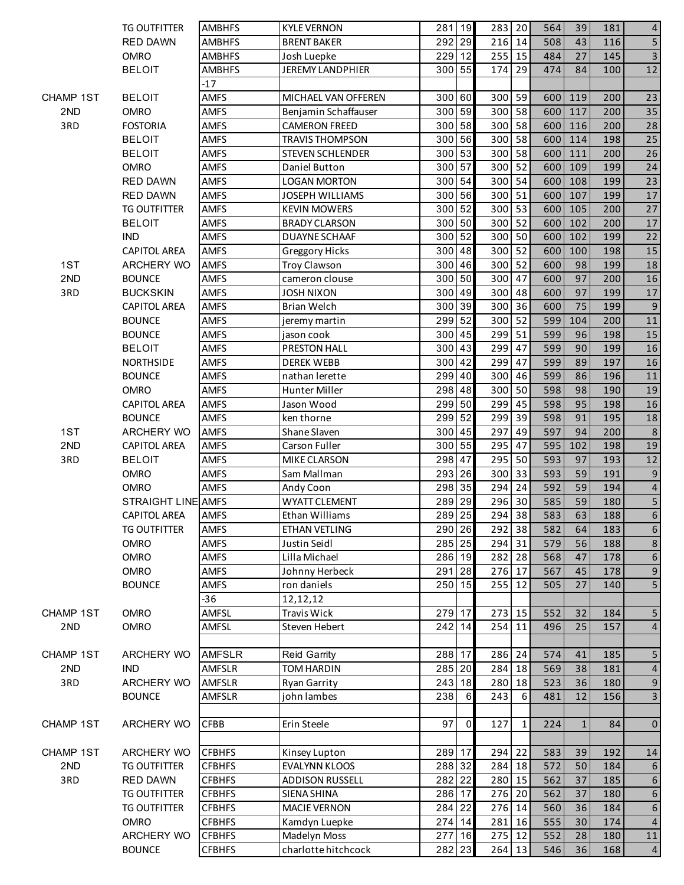| | | | | | | | | | | | |
|---|---|---|---|---|---|---|---|---|---|---|---|
| | TG OUTFITTER | AMBHFS | KYLE VERNON | 281 | 19 | 283 | 20 | 564 | 39 | 181 | 4 |
| | RED DAWN | AMBHFS | BRENT BAKER | 292 | 29 | 216 | 14 | 508 | 43 | 116 | 5 |
| | OMRO | AMBHFS | Josh Luepke | 229 | 12 | 255 | 15 | 484 | 27 | 145 | 3 |
| | BELOIT | AMBHFS | JEREMY LANDPHIER | 300 | 55 | 174 | 29 | 474 | 84 | 100 | 12 |
| | | -17 | | | | | | | | | |
| CHAMP 1ST | BELOIT | AMFS | MICHAEL VAN OFFEREN | 300 | 60 | 300 | 59 | 600 | 119 | 200 | 23 |
| 2ND | OMRO | AMFS | Benjamin Schaffauser | 300 | 59 | 300 | 58 | 600 | 117 | 200 | 35 |
| 3RD | FOSTORIA | AMFS | CAMERON FREED | 300 | 58 | 300 | 58 | 600 | 116 | 200 | 28 |
| | BELOIT | AMFS | TRAVIS THOMPSON | 300 | 56 | 300 | 58 | 600 | 114 | 198 | 25 |
| | BELOIT | AMFS | STEVEN SCHLENDER | 300 | 53 | 300 | 58 | 600 | 111 | 200 | 26 |
| | OMRO | AMFS | Daniel Button | 300 | 57 | 300 | 52 | 600 | 109 | 199 | 24 |
| | RED DAWN | AMFS | LOGAN MORTON | 300 | 54 | 300 | 54 | 600 | 108 | 199 | 23 |
| | RED DAWN | AMFS | JOSEPH WILLIAMS | 300 | 56 | 300 | 51 | 600 | 107 | 199 | 17 |
| | TG OUTFITTER | AMFS | KEVIN MOWERS | 300 | 52 | 300 | 53 | 600 | 105 | 200 | 27 |
| | BELOIT | AMFS | BRADY CLARSON | 300 | 50 | 300 | 52 | 600 | 102 | 200 | 17 |
| | IND | AMFS | DUAYNE SCHAAF | 300 | 52 | 300 | 50 | 600 | 102 | 199 | 22 |
| | CAPITOL AREA | AMFS | Greggory Hicks | 300 | 48 | 300 | 52 | 600 | 100 | 198 | 15 |
| 1ST | ARCHERY WO | AMFS | Troy Clawson | 300 | 46 | 300 | 52 | 600 | 98 | 199 | 18 |
| 2ND | BOUNCE | AMFS | cameron clouse | 300 | 50 | 300 | 47 | 600 | 97 | 200 | 16 |
| 3RD | BUCKSKIN | AMFS | JOSH NIXON | 300 | 49 | 300 | 48 | 600 | 97 | 199 | 17 |
| | CAPITOL AREA | AMFS | Brian Welch | 300 | 39 | 300 | 36 | 600 | 75 | 199 | 9 |
| | BOUNCE | AMFS | jeremy martin | 299 | 52 | 300 | 52 | 599 | 104 | 200 | 11 |
| | BOUNCE | AMFS | jason cook | 300 | 45 | 299 | 51 | 599 | 96 | 198 | 15 |
| | BELOIT | AMFS | PRESTON HALL | 300 | 43 | 299 | 47 | 599 | 90 | 199 | 16 |
| | NORTHSIDE | AMFS | DEREK WEBB | 300 | 42 | 299 | 47 | 599 | 89 | 197 | 16 |
| | BOUNCE | AMFS | nathan lerette | 299 | 40 | 300 | 46 | 599 | 86 | 196 | 11 |
| | OMRO | AMFS | Hunter Miller | 298 | 48 | 300 | 50 | 598 | 98 | 190 | 19 |
| | CAPITOL AREA | AMFS | Jason Wood | 299 | 50 | 299 | 45 | 598 | 95 | 198 | 16 |
| | BOUNCE | AMFS | ken thorne | 299 | 52 | 299 | 39 | 598 | 91 | 195 | 18 |
| 1ST | ARCHERY WO | AMFS | Shane Slaven | 300 | 45 | 297 | 49 | 597 | 94 | 200 | 8 |
| 2ND | CAPITOL AREA | AMFS | Carson Fuller | 300 | 55 | 295 | 47 | 595 | 102 | 198 | 19 |
| 3RD | BELOIT | AMFS | MIKE CLARSON | 298 | 47 | 295 | 50 | 593 | 97 | 193 | 12 |
| | OMRO | AMFS | Sam Mallman | 293 | 26 | 300 | 33 | 593 | 59 | 191 | 9 |
| | OMRO | AMFS | Andy Coon | 298 | 35 | 294 | 24 | 592 | 59 | 194 | 4 |
| | STRAIGHT LINE | AMFS | WYATT CLEMENT | 289 | 29 | 296 | 30 | 585 | 59 | 180 | 5 |
| | CAPITOL AREA | AMFS | Ethan Williams | 289 | 25 | 294 | 38 | 583 | 63 | 188 | 6 |
| | TG OUTFITTER | AMFS | ETHAN VETLING | 290 | 26 | 292 | 38 | 582 | 64 | 183 | 6 |
| | OMRO | AMFS | Justin Seidl | 285 | 25 | 294 | 31 | 579 | 56 | 188 | 8 |
| | OMRO | AMFS | Lilla Michael | 286 | 19 | 282 | 28 | 568 | 47 | 178 | 6 |
| | OMRO | AMFS | Johnny Herbeck | 291 | 28 | 276 | 17 | 567 | 45 | 178 | 9 |
| | BOUNCE | AMFS | ron daniels | 250 | 15 | 255 | 12 | 505 | 27 | 140 | 5 |
| | | -36 | 12,12,12 | | | | | | | | |
| CHAMP 1ST | OMRO | AMFSL | Travis Wick | 279 | 17 | 273 | 15 | 552 | 32 | 184 | 5 |
| 2ND | OMRO | AMFSL | Steven Hebert | 242 | 14 | 254 | 11 | 496 | 25 | 157 | 4 |
| | | | | | | | | | | | |
| CHAMP 1ST | ARCHERY WO | AMFSLR | Reid Garrity | 288 | 17 | 286 | 24 | 574 | 41 | 185 | 5 |
| 2ND | IND | AMFSLR | TOM HARDIN | 285 | 20 | 284 | 18 | 569 | 38 | 181 | 4 |
| 3RD | ARCHERY WO | AMFSLR | Ryan Garrity | 243 | 18 | 280 | 18 | 523 | 36 | 180 | 9 |
| | BOUNCE | AMFSLR | john lambes | 238 | 6 | 243 | 6 | 481 | 12 | 156 | 3 |
| | | | | | | | | | | | |
| CHAMP 1ST | ARCHERY WO | CFBB | Erin Steele | 97 | 0 | 127 | 1 | 224 | 1 | 84 | 0 |
| | | | | | | | | | | | |
| CHAMP 1ST | ARCHERY WO | CFBHFS | Kinsey Lupton | 289 | 17 | 294 | 22 | 583 | 39 | 192 | 14 |
| 2ND | TG OUTFITTER | CFBHFS | EVALYNN KLOOS | 288 | 32 | 284 | 18 | 572 | 50 | 184 | 6 |
| 3RD | RED DAWN | CFBHFS | ADDISON RUSSELL | 282 | 22 | 280 | 15 | 562 | 37 | 185 | 6 |
| | TG OUTFITTER | CFBHFS | SIENA SHINA | 286 | 17 | 276 | 20 | 562 | 37 | 180 | 6 |
| | TG OUTFITTER | CFBHFS | MACIE VERNON | 284 | 22 | 276 | 14 | 560 | 36 | 184 | 6 |
| | OMRO | CFBHFS | Kamdyn Luepke | 274 | 14 | 281 | 16 | 555 | 30 | 174 | 4 |
| | ARCHERY WO | CFBHFS | Madelyn Moss | 277 | 16 | 275 | 12 | 552 | 28 | 180 | 11 |
| | BOUNCE | CFBHFS | charlotte hitchcock | 282 | 23 | 264 | 13 | 546 | 36 | 168 | 4 |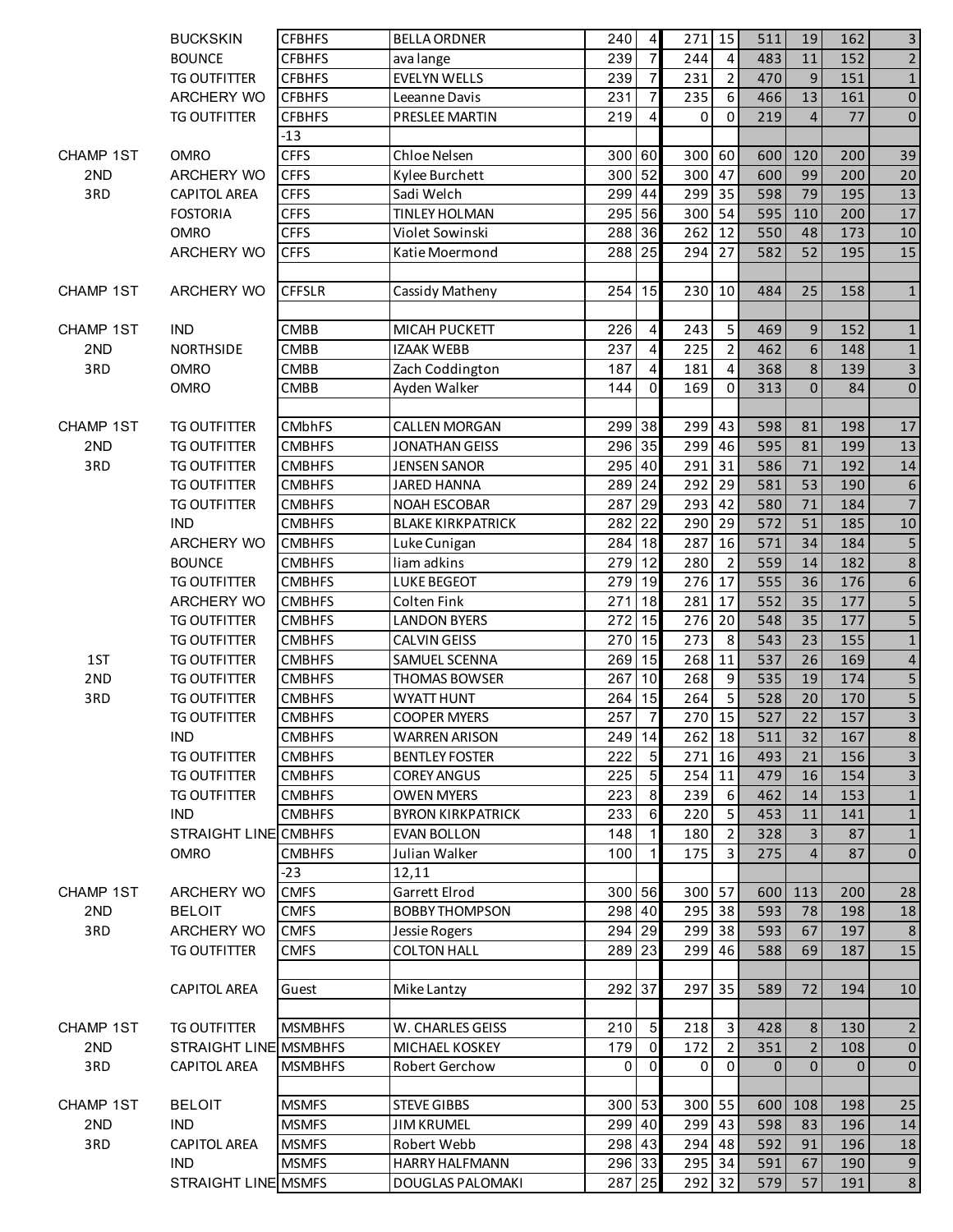| | | | | | | | | | | | |
|---|---|---|---|---|---|---|---|---|---|---|---|
| | BUCKSKIN | CFBHFS | BELLA ORDNER | 240 | 4 | 271 | 15 | 511 | 19 | 162 | 3 |
| | BOUNCE | CFBHFS | ava lange | 239 | 7 | 244 | 4 | 483 | 11 | 152 | 2 |
| | TG OUTFITTER | CFBHFS | EVELYN WELLS | 239 | 7 | 231 | 2 | 470 | 9 | 151 | 1 |
| | ARCHERY WO | CFBHFS | Leeanne Davis | 231 | 7 | 235 | 6 | 466 | 13 | 161 | 0 |
| | TG OUTFITTER | CFBHFS | PRESLEE MARTIN | 219 | 4 | 0 | 0 | 219 | 4 | 77 | 0 |
| | | -13 | | | | | | | | | |
| CHAMP 1ST | OMRO | CFFS | Chloe Nelsen | 300 | 60 | 300 | 60 | 600 | 120 | 200 | 39 |
| 2ND | ARCHERY WO | CFFS | Kylee Burchett | 300 | 52 | 300 | 47 | 600 | 99 | 200 | 20 |
| 3RD | CAPITOL AREA | CFFS | Sadi Welch | 299 | 44 | 299 | 35 | 598 | 79 | 195 | 13 |
| | FOSTORIA | CFFS | TINLEY HOLMAN | 295 | 56 | 300 | 54 | 595 | 110 | 200 | 17 |
| | OMRO | CFFS | Violet Sowinski | 288 | 36 | 262 | 12 | 550 | 48 | 173 | 10 |
| | ARCHERY WO | CFFS | Katie Moermond | 288 | 25 | 294 | 27 | 582 | 52 | 195 | 15 |
| | | | | | | | | | | | |
| CHAMP 1ST | ARCHERY WO | CFFSLR | Cassidy Matheny | 254 | 15 | 230 | 10 | 484 | 25 | 158 | 1 |
| | | | | | | | | | | | |
| CHAMP 1ST | IND | CMBB | MICAH PUCKETT | 226 | 4 | 243 | 5 | 469 | 9 | 152 | 1 |
| 2ND | NORTHSIDE | CMBB | IZAAK WEBB | 237 | 4 | 225 | 2 | 462 | 6 | 148 | 1 |
| 3RD | OMRO | CMBB | Zach Coddington | 187 | 4 | 181 | 4 | 368 | 8 | 139 | 3 |
| | OMRO | CMBB | Ayden Walker | 144 | 0 | 169 | 0 | 313 | 0 | 84 | 0 |
| | | | | | | | | | | | |
| CHAMP 1ST | TG OUTFITTER | CMbhFS | CALLEN MORGAN | 299 | 38 | 299 | 43 | 598 | 81 | 198 | 17 |
| 2ND | TG OUTFITTER | CMBHFS | JONATHAN GEISS | 296 | 35 | 299 | 46 | 595 | 81 | 199 | 13 |
| 3RD | TG OUTFITTER | CMBHFS | JENSEN SANOR | 295 | 40 | 291 | 31 | 586 | 71 | 192 | 14 |
| | TG OUTFITTER | CMBHFS | JARED HANNA | 289 | 24 | 292 | 29 | 581 | 53 | 190 | 6 |
| | TG OUTFITTER | CMBHFS | NOAH ESCOBAR | 287 | 29 | 293 | 42 | 580 | 71 | 184 | 7 |
| | IND | CMBHFS | BLAKE KIRKPATRICK | 282 | 22 | 290 | 29 | 572 | 51 | 185 | 10 |
| | ARCHERY WO | CMBHFS | Luke Cunigan | 284 | 18 | 287 | 16 | 571 | 34 | 184 | 5 |
| | BOUNCE | CMBHFS | liam adkins | 279 | 12 | 280 | 2 | 559 | 14 | 182 | 8 |
| | TG OUTFITTER | CMBHFS | LUKE BEGEOT | 279 | 19 | 276 | 17 | 555 | 36 | 176 | 6 |
| | ARCHERY WO | CMBHFS | Colten Fink | 271 | 18 | 281 | 17 | 552 | 35 | 177 | 5 |
| | TG OUTFITTER | CMBHFS | LANDON BYERS | 272 | 15 | 276 | 20 | 548 | 35 | 177 | 5 |
| | TG OUTFITTER | CMBHFS | CALVIN GEISS | 270 | 15 | 273 | 8 | 543 | 23 | 155 | 1 |
| 1ST | TG OUTFITTER | CMBHFS | SAMUEL SCENNA | 269 | 15 | 268 | 11 | 537 | 26 | 169 | 4 |
| 2ND | TG OUTFITTER | CMBHFS | THOMAS BOWSER | 267 | 10 | 268 | 9 | 535 | 19 | 174 | 5 |
| 3RD | TG OUTFITTER | CMBHFS | WYATT HUNT | 264 | 15 | 264 | 5 | 528 | 20 | 170 | 5 |
| | TG OUTFITTER | CMBHFS | COOPER MYERS | 257 | 7 | 270 | 15 | 527 | 22 | 157 | 3 |
| | IND | CMBHFS | WARREN ARISON | 249 | 14 | 262 | 18 | 511 | 32 | 167 | 8 |
| | TG OUTFITTER | CMBHFS | BENTLEY FOSTER | 222 | 5 | 271 | 16 | 493 | 21 | 156 | 3 |
| | TG OUTFITTER | CMBHFS | COREY ANGUS | 225 | 5 | 254 | 11 | 479 | 16 | 154 | 3 |
| | TG OUTFITTER | CMBHFS | OWEN MYERS | 223 | 8 | 239 | 6 | 462 | 14 | 153 | 1 |
| | IND | CMBHFS | BYRON KIRKPATRICK | 233 | 6 | 220 | 5 | 453 | 11 | 141 | 1 |
| | STRAIGHT LINE | CMBHFS | EVAN BOLLON | 148 | 1 | 180 | 2 | 328 | 3 | 87 | 1 |
| | OMRO | CMBHFS | Julian Walker | 100 | 1 | 175 | 3 | 275 | 4 | 87 | 0 |
| | | -23 | 12,11 | | | | | | | | |
| CHAMP 1ST | ARCHERY WO | CMFS | Garrett Elrod | 300 | 56 | 300 | 57 | 600 | 113 | 200 | 28 |
| 2ND | BELOIT | CMFS | BOBBY THOMPSON | 298 | 40 | 295 | 38 | 593 | 78 | 198 | 18 |
| 3RD | ARCHERY WO | CMFS | Jessie Rogers | 294 | 29 | 299 | 38 | 593 | 67 | 197 | 8 |
| | TG OUTFITTER | CMFS | COLTON HALL | 289 | 23 | 299 | 46 | 588 | 69 | 187 | 15 |
| | | | | | | | | | | | |
| | CAPITOL AREA | Guest | Mike Lantzy | 292 | 37 | 297 | 35 | 589 | 72 | 194 | 10 |
| | | | | | | | | | | | |
| CHAMP 1ST | TG OUTFITTER | MSMBHFS | W. CHARLES GEISS | 210 | 5 | 218 | 3 | 428 | 8 | 130 | 2 |
| 2ND | STRAIGHT LINE | MSMBHFS | MICHAEL KOSKEY | 179 | 0 | 172 | 2 | 351 | 2 | 108 | 0 |
| 3RD | CAPITOL AREA | MSMBHFS | Robert Gerchow | 0 | 0 | 0 | 0 | 0 | 0 | 0 | 0 |
| | | | | | | | | | | | |
| CHAMP 1ST | BELOIT | MSMFS | STEVE GIBBS | 300 | 53 | 300 | 55 | 600 | 108 | 198 | 25 |
| 2ND | IND | MSMFS | JIM KRUMEL | 299 | 40 | 299 | 43 | 598 | 83 | 196 | 14 |
| 3RD | CAPITOL AREA | MSMFS | Robert Webb | 298 | 43 | 294 | 48 | 592 | 91 | 196 | 18 |
| | IND | MSMFS | HARRY HALFMANN | 296 | 33 | 295 | 34 | 591 | 67 | 190 | 9 |
| | STRAIGHT LINE | MSMFS | DOUGLAS PALOMAKI | 287 | 25 | 292 | 32 | 579 | 57 | 191 | 8 |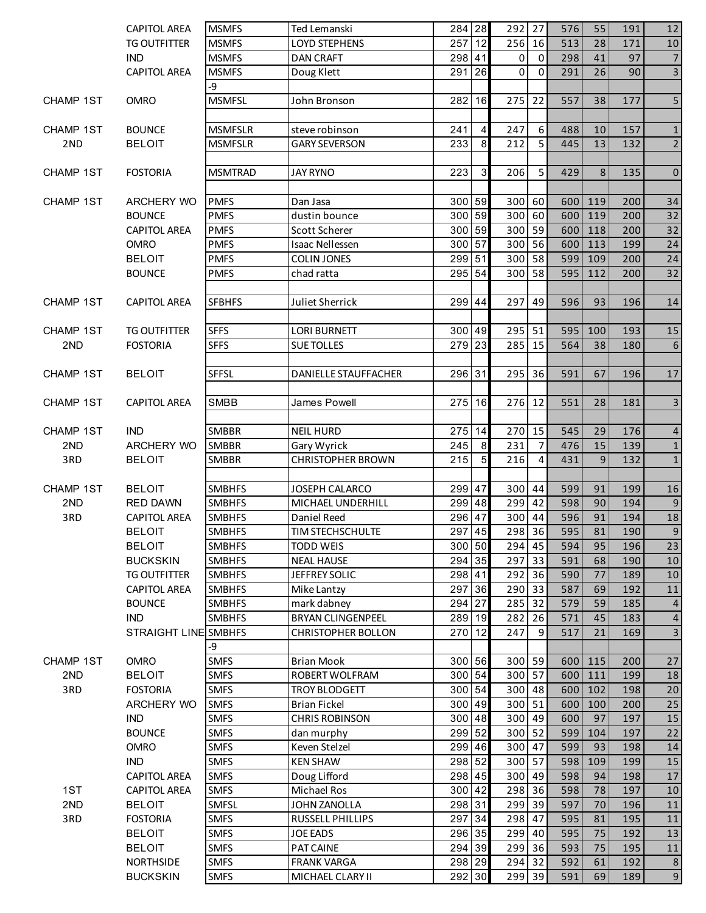| | | | | | | | | | | | |
|---|---|---|---|---|---|---|---|---|---|---|---|
| | CAPITOL AREA | MSMFS | Ted Lemanski | 284 | 28 | 292 | 27 | 576 | 55 | 191 | 12 |
| | TG OUTFITTER | MSMFS | LOYD STEPHENS | 257 | 12 | 256 | 16 | 513 | 28 | 171 | 10 |
| | IND | MSMFS | DAN CRAFT | 298 | 41 | 0 | 0 | 298 | 41 | 97 | 7 |
| | CAPITOL AREA | MSMFS | Doug Klett | 291 | 26 | 0 | 0 | 291 | 26 | 90 | 3 |
| | | -9 | | | | | | | | | |
| CHAMP 1ST | OMRO | MSMFSL | John Bronson | 282 | 16 | 275 | 22 | 557 | 38 | 177 | 5 |
| | | | | | | | | | | | |
| CHAMP 1ST | BOUNCE | MSMFSLR | steve robinson | 241 | 4 | 247 | 6 | 488 | 10 | 157 | 1 |
| 2ND | BELOIT | MSMFSLR | GARY SEVERSON | 233 | 8 | 212 | 5 | 445 | 13 | 132 | 2 |
| | | | | | | | | | | | |
| CHAMP 1ST | FOSTORIA | MSMTRAD | JAY RYNO | 223 | 3 | 206 | 5 | 429 | 8 | 135 | 0 |
| | | | | | | | | | | | |
| CHAMP 1ST | ARCHERY WO | PMFS | Dan Jasa | 300 | 59 | 300 | 60 | 600 | 119 | 200 | 34 |
| | BOUNCE | PMFS | dustin bounce | 300 | 59 | 300 | 60 | 600 | 119 | 200 | 32 |
| | CAPITOL AREA | PMFS | Scott Scherer | 300 | 59 | 300 | 59 | 600 | 118 | 200 | 32 |
| | OMRO | PMFS | Isaac Nellessen | 300 | 57 | 300 | 56 | 600 | 113 | 199 | 24 |
| | BELOIT | PMFS | COLIN JONES | 299 | 51 | 300 | 58 | 599 | 109 | 200 | 24 |
| | BOUNCE | PMFS | chad ratta | 295 | 54 | 300 | 58 | 595 | 112 | 200 | 32 |
| | | | | | | | | | | | |
| CHAMP 1ST | CAPITOL AREA | SFBHFS | Juliet Sherrick | 299 | 44 | 297 | 49 | 596 | 93 | 196 | 14 |
| | | | | | | | | | | | |
| CHAMP 1ST | TG OUTFITTER | SFFS | LORI BURNETT | 300 | 49 | 295 | 51 | 595 | 100 | 193 | 15 |
| 2ND | FOSTORIA | SFFS | SUE TOLLES | 279 | 23 | 285 | 15 | 564 | 38 | 180 | 6 |
| | | | | | | | | | | | |
| CHAMP 1ST | BELOIT | SFFSL | DANIELLE STAUFFACHER | 296 | 31 | 295 | 36 | 591 | 67 | 196 | 17 |
| | | | | | | | | | | | |
| CHAMP 1ST | CAPITOL AREA | SMBB | James Powell | 275 | 16 | 276 | 12 | 551 | 28 | 181 | 3 |
| | | | | | | | | | | | |
| CHAMP 1ST | IND | SMBBR | NEIL HURD | 275 | 14 | 270 | 15 | 545 | 29 | 176 | 4 |
| 2ND | ARCHERY WO | SMBBR | Gary Wyrick | 245 | 8 | 231 | 7 | 476 | 15 | 139 | 1 |
| 3RD | BELOIT | SMBBR | CHRISTOPHER BROWN | 215 | 5 | 216 | 4 | 431 | 9 | 132 | 1 |
| | | | | | | | | | | | |
| CHAMP 1ST | BELOIT | SMBHFS | JOSEPH CALARCO | 299 | 47 | 300 | 44 | 599 | 91 | 199 | 16 |
| 2ND | RED DAWN | SMBHFS | MICHAEL UNDERHILL | 299 | 48 | 299 | 42 | 598 | 90 | 194 | 9 |
| 3RD | CAPITOL AREA | SMBHFS | Daniel Reed | 296 | 47 | 300 | 44 | 596 | 91 | 194 | 18 |
| | BELOIT | SMBHFS | TIM STECHSCHULTE | 297 | 45 | 298 | 36 | 595 | 81 | 190 | 9 |
| | BELOIT | SMBHFS | TODD WEIS | 300 | 50 | 294 | 45 | 594 | 95 | 196 | 23 |
| | BUCKSKIN | SMBHFS | NEAL HAUSE | 294 | 35 | 297 | 33 | 591 | 68 | 190 | 10 |
| | TG OUTFITTER | SMBHFS | JEFFREY SOLIC | 298 | 41 | 292 | 36 | 590 | 77 | 189 | 10 |
| | CAPITOL AREA | SMBHFS | Mike Lantzy | 297 | 36 | 290 | 33 | 587 | 69 | 192 | 11 |
| | BOUNCE | SMBHFS | mark dabney | 294 | 27 | 285 | 32 | 579 | 59 | 185 | 4 |
| | IND | SMBHFS | BRYAN CLINGENPEEL | 289 | 19 | 282 | 26 | 571 | 45 | 183 | 4 |
| | STRAIGHT LINE | SMBHFS | CHRISTOPHER BOLLON | 270 | 12 | 247 | 9 | 517 | 21 | 169 | 3 |
| | | -9 | | | | | | | | | |
| CHAMP 1ST | OMRO | SMFS | Brian Mook | 300 | 56 | 300 | 59 | 600 | 115 | 200 | 27 |
| 2ND | BELOIT | SMFS | ROBERT WOLFRAM | 300 | 54 | 300 | 57 | 600 | 111 | 199 | 18 |
| 3RD | FOSTORIA | SMFS | TROY BLODGETT | 300 | 54 | 300 | 48 | 600 | 102 | 198 | 20 |
| | ARCHERY WO | SMFS | Brian Fickel | 300 | 49 | 300 | 51 | 600 | 100 | 200 | 25 |
| | IND | SMFS | CHRIS ROBINSON | 300 | 48 | 300 | 49 | 600 | 97 | 197 | 15 |
| | BOUNCE | SMFS | dan murphy | 299 | 52 | 300 | 52 | 599 | 104 | 197 | 22 |
| | OMRO | SMFS | Keven Stelzel | 299 | 46 | 300 | 47 | 599 | 93 | 198 | 14 |
| | IND | SMFS | KEN SHAW | 298 | 52 | 300 | 57 | 598 | 109 | 199 | 15 |
| | CAPITOL AREA | SMFS | Doug Lifford | 298 | 45 | 300 | 49 | 598 | 94 | 198 | 17 |
| 1ST | CAPITOL AREA | SMFS | Michael Ros | 300 | 42 | 298 | 36 | 598 | 78 | 197 | 10 |
| 2ND | BELOIT | SMFSL | JOHN ZANOLLA | 298 | 31 | 299 | 39 | 597 | 70 | 196 | 11 |
| 3RD | FOSTORIA | SMFS | RUSSELL PHILLIPS | 297 | 34 | 298 | 47 | 595 | 81 | 195 | 11 |
| | BELOIT | SMFS | JOE EADS | 296 | 35 | 299 | 40 | 595 | 75 | 192 | 13 |
| | BELOIT | SMFS | PAT CAINE | 294 | 39 | 299 | 36 | 593 | 75 | 195 | 11 |
| | NORTHSIDE | SMFS | FRANK VARGA | 298 | 29 | 294 | 32 | 592 | 61 | 192 | 8 |
| | BUCKSKIN | SMFS | MICHAEL CLARY II | 292 | 30 | 299 | 39 | 591 | 69 | 189 | 9 |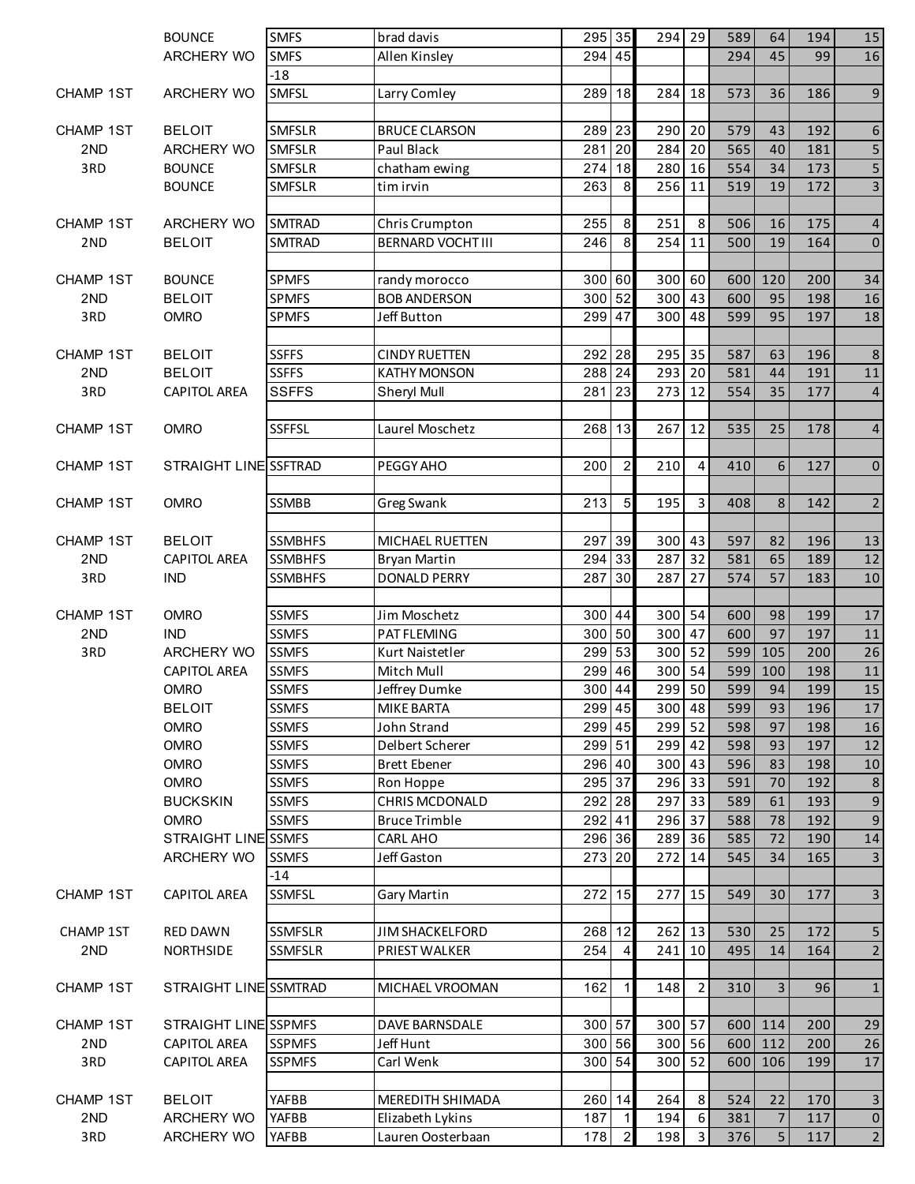| | | | | | | | | | | | |
|---|---|---|---|---|---|---|---|---|---|---|---|
| | BOUNCE | SMFS | brad davis | 295 | 35 | 294 | 29 | 589 | 64 | 194 | 15 |
| | ARCHERY WO | SMFS | Allen Kinsley | 294 | 45 | | | 294 | 45 | 99 | 16 |
| | | -18 | | | | | | | | | |
| CHAMP 1ST | ARCHERY WO | SMFSL | Larry Comley | 289 | 18 | 284 | 18 | 573 | 36 | 186 | 9 |
| | | | | | | | | | | | |
| CHAMP 1ST | BELOIT | SMFSLR | BRUCE CLARSON | 289 | 23 | 290 | 20 | 579 | 43 | 192 | 6 |
| 2ND | ARCHERY WO | SMFSLR | Paul Black | 281 | 20 | 284 | 20 | 565 | 40 | 181 | 5 |
| 3RD | BOUNCE | SMFSLR | chatham ewing | 274 | 18 | 280 | 16 | 554 | 34 | 173 | 5 |
| | BOUNCE | SMFSLR | tim irvin | 263 | 8 | 256 | 11 | 519 | 19 | 172 | 3 |
| | | | | | | | | | | | |
| CHAMP 1ST | ARCHERY WO | SMTRAD | Chris Crumpton | 255 | 8 | 251 | 8 | 506 | 16 | 175 | 4 |
| 2ND | BELOIT | SMTRAD | BERNARD VOCHT III | 246 | 8 | 254 | 11 | 500 | 19 | 164 | 0 |
| | | | | | | | | | | | |
| CHAMP 1ST | BOUNCE | SPMFS | randy morocco | 300 | 60 | 300 | 60 | 600 | 120 | 200 | 34 |
| 2ND | BELOIT | SPMFS | BOB ANDERSON | 300 | 52 | 300 | 43 | 600 | 95 | 198 | 16 |
| 3RD | OMRO | SPMFS | Jeff Button | 299 | 47 | 300 | 48 | 599 | 95 | 197 | 18 |
| | | | | | | | | | | | |
| CHAMP 1ST | BELOIT | SSFFS | CINDY RUETTEN | 292 | 28 | 295 | 35 | 587 | 63 | 196 | 8 |
| 2ND | BELOIT | SSFFS | KATHY MONSON | 288 | 24 | 293 | 20 | 581 | 44 | 191 | 11 |
| 3RD | CAPITOL AREA | SSFFS | Sheryl Mull | 281 | 23 | 273 | 12 | 554 | 35 | 177 | 4 |
| | | | | | | | | | | | |
| CHAMP 1ST | OMRO | SSFFSL | Laurel Moschetz | 268 | 13 | 267 | 12 | 535 | 25 | 178 | 4 |
| | | | | | | | | | | | |
| CHAMP 1ST | STRAIGHT LINE | SSFTRAD | PEGGY AHO | 200 | 2 | 210 | 4 | 410 | 6 | 127 | 0 |
| | | | | | | | | | | | |
| CHAMP 1ST | OMRO | SSMBB | Greg Swank | 213 | 5 | 195 | 3 | 408 | 8 | 142 | 2 |
| | | | | | | | | | | | |
| CHAMP 1ST | BELOIT | SSMBHFS | MICHAEL RUETTEN | 297 | 39 | 300 | 43 | 597 | 82 | 196 | 13 |
| 2ND | CAPITOL AREA | SSMBHFS | Bryan Martin | 294 | 33 | 287 | 32 | 581 | 65 | 189 | 12 |
| 3RD | IND | SSMBHFS | DONALD PERRY | 287 | 30 | 287 | 27 | 574 | 57 | 183 | 10 |
| | | | | | | | | | | | |
| CHAMP 1ST | OMRO | SSMFS | Jim Moschetz | 300 | 44 | 300 | 54 | 600 | 98 | 199 | 17 |
| 2ND | IND | SSMFS | PAT FLEMING | 300 | 50 | 300 | 47 | 600 | 97 | 197 | 11 |
| 3RD | ARCHERY WO | SSMFS | Kurt Naistetler | 299 | 53 | 300 | 52 | 599 | 105 | 200 | 26 |
| | CAPITOL AREA | SSMFS | Mitch Mull | 299 | 46 | 300 | 54 | 599 | 100 | 198 | 11 |
| | OMRO | SSMFS | Jeffrey Dumke | 300 | 44 | 299 | 50 | 599 | 94 | 199 | 15 |
| | BELOIT | SSMFS | MIKE BARTA | 299 | 45 | 300 | 48 | 599 | 93 | 196 | 17 |
| | OMRO | SSMFS | John Strand | 299 | 45 | 299 | 52 | 598 | 97 | 198 | 16 |
| | OMRO | SSMFS | Delbert Scherer | 299 | 51 | 299 | 42 | 598 | 93 | 197 | 12 |
| | OMRO | SSMFS | Brett Ebener | 296 | 40 | 300 | 43 | 596 | 83 | 198 | 10 |
| | OMRO | SSMFS | Ron Hoppe | 295 | 37 | 296 | 33 | 591 | 70 | 192 | 8 |
| | BUCKSKIN | SSMFS | CHRIS MCDONALD | 292 | 28 | 297 | 33 | 589 | 61 | 193 | 9 |
| | OMRO | SSMFS | Bruce Trimble | 292 | 41 | 296 | 37 | 588 | 78 | 192 | 9 |
| | STRAIGHT LINE | SSMFS | CARL AHO | 296 | 36 | 289 | 36 | 585 | 72 | 190 | 14 |
| | ARCHERY WO | SSMFS | Jeff Gaston | 273 | 20 | 272 | 14 | 545 | 34 | 165 | 3 |
| | | -14 | | | | | | | | | |
| CHAMP 1ST | CAPITOL AREA | SSMFSL | Gary Martin | 272 | 15 | 277 | 15 | 549 | 30 | 177 | 3 |
| | | | | | | | | | | | |
| CHAMP 1ST | RED DAWN | SSMFSLR | JIM SHACKELFORD | 268 | 12 | 262 | 13 | 530 | 25 | 172 | 5 |
| 2ND | NORTHSIDE | SSMFSLR | PRIEST WALKER | 254 | 4 | 241 | 10 | 495 | 14 | 164 | 2 |
| | | | | | | | | | | | |
| CHAMP 1ST | STRAIGHT LINE | SSMTRAD | MICHAEL VROOMAN | 162 | 1 | 148 | 2 | 310 | 3 | 96 | 1 |
| | | | | | | | | | | | |
| CHAMP 1ST | STRAIGHT LINE | SSPMFS | DAVE BARNSDALE | 300 | 57 | 300 | 57 | 600 | 114 | 200 | 29 |
| 2ND | CAPITOL AREA | SSPMFS | Jeff Hunt | 300 | 56 | 300 | 56 | 600 | 112 | 200 | 26 |
| 3RD | CAPITOL AREA | SSPMFS | Carl Wenk | 300 | 54 | 300 | 52 | 600 | 106 | 199 | 17 |
| | | | | | | | | | | | |
| CHAMP 1ST | BELOIT | YAFBB | MEREDITH SHIMADA | 260 | 14 | 264 | 8 | 524 | 22 | 170 | 3 |
| 2ND | ARCHERY WO | YAFBB | Elizabeth Lykins | 187 | 1 | 194 | 6 | 381 | 7 | 117 | 0 |
| 3RD | ARCHERY WO | YAFBB | Lauren Oosterbaan | 178 | 2 | 198 | 3 | 376 | 5 | 117 | 2 |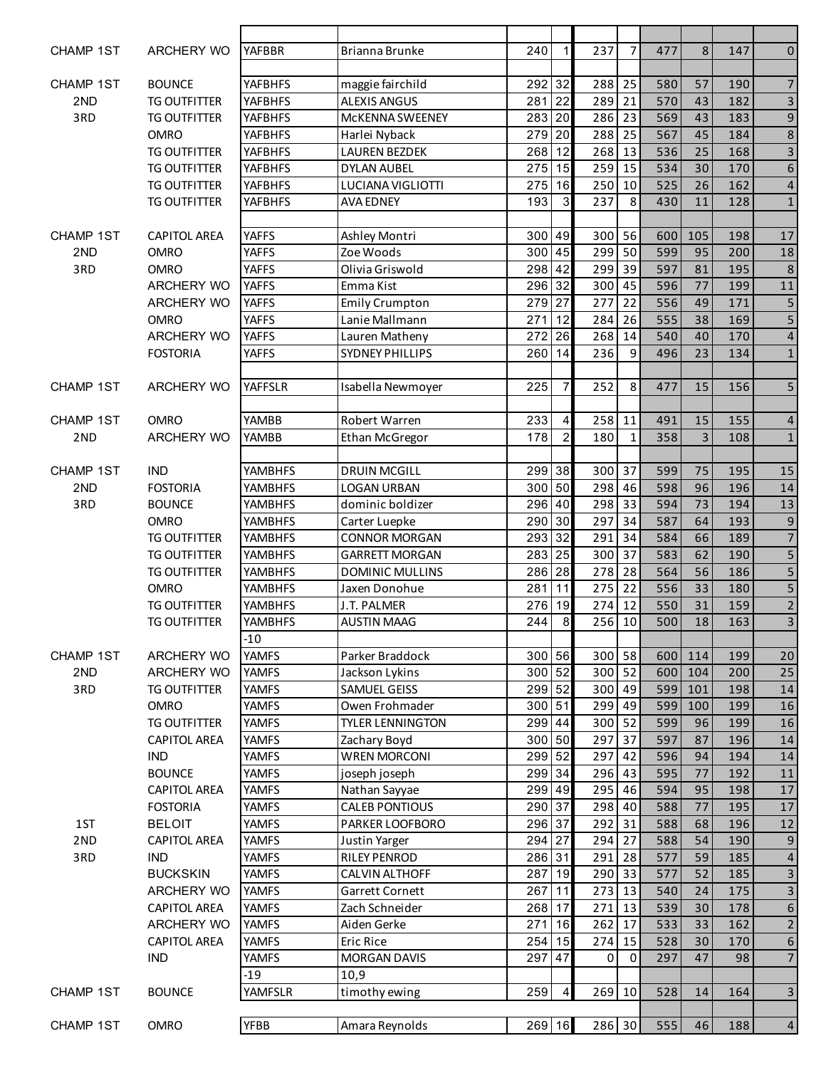| | | | | | | | | | | | |
|---|---|---|---|---|---|---|---|---|---|---|---|
| CHAMP 1ST | ARCHERY WO | YAFBBR | Brianna Brunke | 240 | 1 | 237 | 7 | 477 | 8 | 147 | 0 |
| | | | | | | | | | | | |
| CHAMP 1ST | BOUNCE | YAFBHFS | maggie fairchild | 292 | 32 | 288 | 25 | 580 | 57 | 190 | 7 |
| 2ND | TG OUTFITTER | YAFBHFS | ALEXIS ANGUS | 281 | 22 | 289 | 21 | 570 | 43 | 182 | 3 |
| 3RD | TG OUTFITTER | YAFBHFS | McKENNA SWEENEY | 283 | 20 | 286 | 23 | 569 | 43 | 183 | 9 |
| | OMRO | YAFBHFS | Harlei Nyback | 279 | 20 | 288 | 25 | 567 | 45 | 184 | 8 |
| | TG OUTFITTER | YAFBHFS | LAUREN BEZDEK | 268 | 12 | 268 | 13 | 536 | 25 | 168 | 3 |
| | TG OUTFITTER | YAFBHFS | DYLAN AUBEL | 275 | 15 | 259 | 15 | 534 | 30 | 170 | 6 |
| | TG OUTFITTER | YAFBHFS | LUCIANA VIGLIOTTI | 275 | 16 | 250 | 10 | 525 | 26 | 162 | 4 |
| | TG OUTFITTER | YAFBHFS | AVA EDNEY | 193 | 3 | 237 | 8 | 430 | 11 | 128 | 1 |
| | | | | | | | | | | | |
| CHAMP 1ST | CAPITOL AREA | YAFFS | Ashley Montri | 300 | 49 | 300 | 56 | 600 | 105 | 198 | 17 |
| 2ND | OMRO | YAFFS | Zoe Woods | 300 | 45 | 299 | 50 | 599 | 95 | 200 | 18 |
| 3RD | OMRO | YAFFS | Olivia Griswold | 298 | 42 | 299 | 39 | 597 | 81 | 195 | 8 |
| | ARCHERY WO | YAFFS | Emma Kist | 296 | 32 | 300 | 45 | 596 | 77 | 199 | 11 |
| | ARCHERY WO | YAFFS | Emily Crumpton | 279 | 27 | 277 | 22 | 556 | 49 | 171 | 5 |
| | OMRO | YAFFS | Lanie Mallmann | 271 | 12 | 284 | 26 | 555 | 38 | 169 | 5 |
| | ARCHERY WO | YAFFS | Lauren Matheny | 272 | 26 | 268 | 14 | 540 | 40 | 170 | 4 |
| | FOSTORIA | YAFFS | SYDNEY PHILLIPS | 260 | 14 | 236 | 9 | 496 | 23 | 134 | 1 |
| | | | | | | | | | | | |
| CHAMP 1ST | ARCHERY WO | YAFFSLR | Isabella Newmoyer | 225 | 7 | 252 | 8 | 477 | 15 | 156 | 5 |
| | | | | | | | | | | | |
| CHAMP 1ST | OMRO | YAMBB | Robert Warren | 233 | 4 | 258 | 11 | 491 | 15 | 155 | 4 |
| 2ND | ARCHERY WO | YAMBB | Ethan McGregor | 178 | 2 | 180 | 1 | 358 | 3 | 108 | 1 |
| | | | | | | | | | | | |
| CHAMP 1ST | IND | YAMBHFS | DRUIN MCGILL | 299 | 38 | 300 | 37 | 599 | 75 | 195 | 15 |
| 2ND | FOSTORIA | YAMBHFS | LOGAN URBAN | 300 | 50 | 298 | 46 | 598 | 96 | 196 | 14 |
| 3RD | BOUNCE | YAMBHFS | dominic boldizer | 296 | 40 | 298 | 33 | 594 | 73 | 194 | 13 |
| | OMRO | YAMBHFS | Carter Luepke | 290 | 30 | 297 | 34 | 587 | 64 | 193 | 9 |
| | TG OUTFITTER | YAMBHFS | CONNOR MORGAN | 293 | 32 | 291 | 34 | 584 | 66 | 189 | 7 |
| | TG OUTFITTER | YAMBHFS | GARRETT MORGAN | 283 | 25 | 300 | 37 | 583 | 62 | 190 | 5 |
| | TG OUTFITTER | YAMBHFS | DOMINIC MULLINS | 286 | 28 | 278 | 28 | 564 | 56 | 186 | 5 |
| | OMRO | YAMBHFS | Jaxen Donohue | 281 | 11 | 275 | 22 | 556 | 33 | 180 | 5 |
| | TG OUTFITTER | YAMBHFS | J.T. PALMER | 276 | 19 | 274 | 12 | 550 | 31 | 159 | 2 |
| | TG OUTFITTER | YAMBHFS | AUSTIN MAAG | 244 | 8 | 256 | 10 | 500 | 18 | 163 | 3 |
| | | -10 | | | | | | | | | |
| CHAMP 1ST | ARCHERY WO | YAMFS | Parker Braddock | 300 | 56 | 300 | 58 | 600 | 114 | 199 | 20 |
| 2ND | ARCHERY WO | YAMFS | Jackson Lykins | 300 | 52 | 300 | 52 | 600 | 104 | 200 | 25 |
| 3RD | TG OUTFITTER | YAMFS | SAMUEL GEISS | 299 | 52 | 300 | 49 | 599 | 101 | 198 | 14 |
| | OMRO | YAMFS | Owen Frohmader | 300 | 51 | 299 | 49 | 599 | 100 | 199 | 16 |
| | TG OUTFITTER | YAMFS | TYLER LENNINGTON | 299 | 44 | 300 | 52 | 599 | 96 | 199 | 16 |
| | CAPITOL AREA | YAMFS | Zachary Boyd | 300 | 50 | 297 | 37 | 597 | 87 | 196 | 14 |
| | IND | YAMFS | WREN MORCONI | 299 | 52 | 297 | 42 | 596 | 94 | 194 | 14 |
| | BOUNCE | YAMFS | joseph joseph | 299 | 34 | 296 | 43 | 595 | 77 | 192 | 11 |
| | CAPITOL AREA | YAMFS | Nathan Sayyae | 299 | 49 | 295 | 46 | 594 | 95 | 198 | 17 |
| | FOSTORIA | YAMFS | CALEB PONTIOUS | 290 | 37 | 298 | 40 | 588 | 77 | 195 | 17 |
| 1ST | BELOIT | YAMFS | PARKER LOOFBORO | 296 | 37 | 292 | 31 | 588 | 68 | 196 | 12 |
| 2ND | CAPITOL AREA | YAMFS | Justin Yarger | 294 | 27 | 294 | 27 | 588 | 54 | 190 | 9 |
| 3RD | IND | YAMFS | RILEY PENROD | 286 | 31 | 291 | 28 | 577 | 59 | 185 | 4 |
| | BUCKSKIN | YAMFS | CALVIN ALTHOFF | 287 | 19 | 290 | 33 | 577 | 52 | 185 | 3 |
| | ARCHERY WO | YAMFS | Garrett Cornett | 267 | 11 | 273 | 13 | 540 | 24 | 175 | 3 |
| | CAPITOL AREA | YAMFS | Zach Schneider | 268 | 17 | 271 | 13 | 539 | 30 | 178 | 6 |
| | ARCHERY WO | YAMFS | Aiden Gerke | 271 | 16 | 262 | 17 | 533 | 33 | 162 | 2 |
| | CAPITOL AREA | YAMFS | Eric Rice | 254 | 15 | 274 | 15 | 528 | 30 | 170 | 6 |
| | IND | YAMFS | MORGAN DAVIS | 297 | 47 | 0 | 0 | 297 | 47 | 98 | 7 |
| | | -19 | 10,9 | | | | | | | | |
| CHAMP 1ST | BOUNCE | YAMFSLR | timothy ewing | 259 | 4 | 269 | 10 | 528 | 14 | 164 | 3 |
| | | | | | | | | | | | |
| CHAMP 1ST | OMRO | YFBB | Amara Reynolds | 269 | 16 | 286 | 30 | 555 | 46 | 188 | 4 |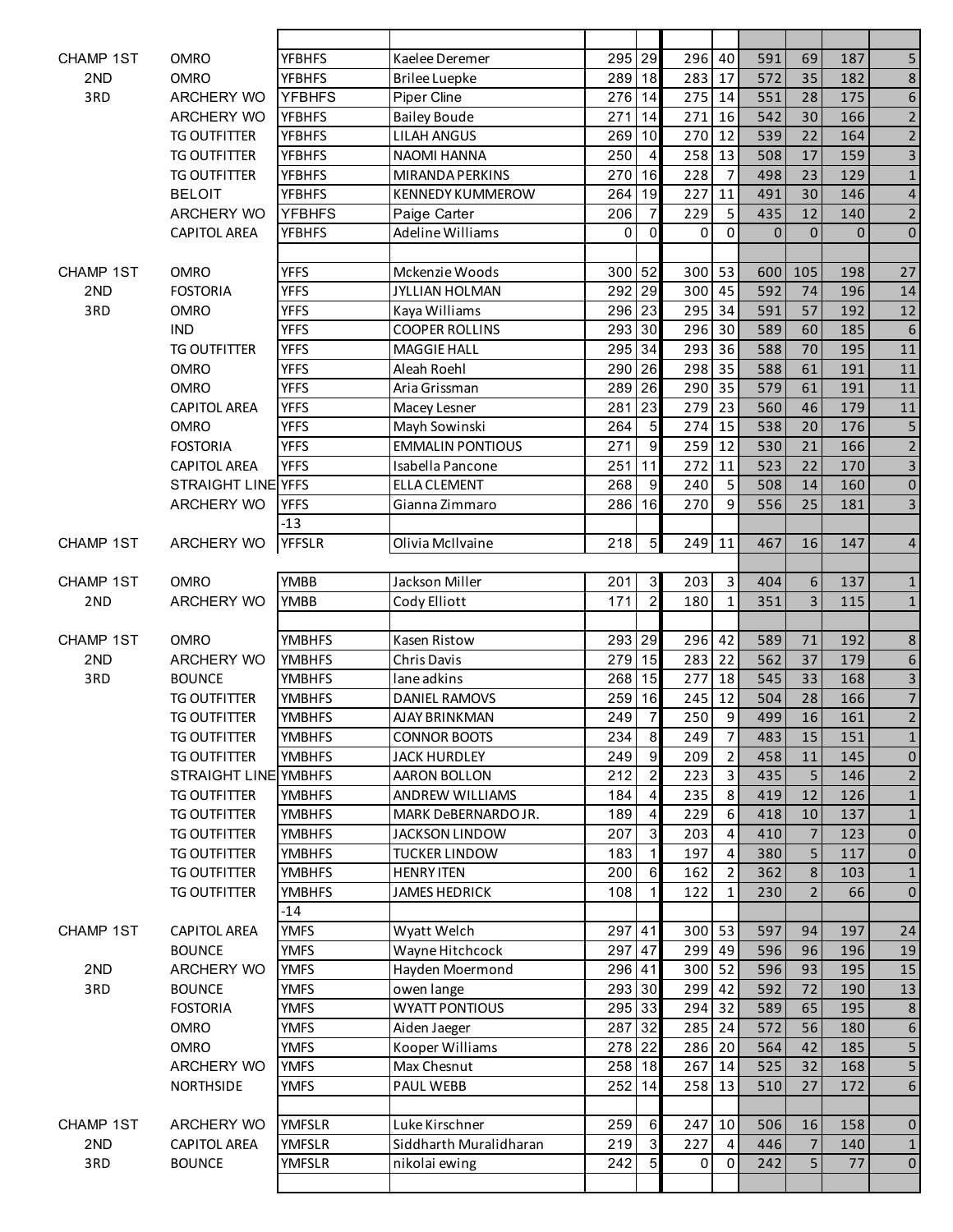| Place | Club | Class | Name | Score 1 | X 1 | Score 2 | X 2 | Total | X Total | Col 11 | Col 12 |
|---|---|---|---|---|---|---|---|---|---|---|---|
| | | | | | | | | | | | |
| CHAMP 1ST | OMRO | YFBHFS | Kaelee Deremer | 295 | 29 | 296 | 40 | 591 | 69 | 187 | 5 |
| 2ND | OMRO | YFBHFS | Brilee Luepke | 289 | 18 | 283 | 17 | 572 | 35 | 182 | 8 |
| 3RD | ARCHERY WO | YFBHFS | Piper Cline | 276 | 14 | 275 | 14 | 551 | 28 | 175 | 6 |
| | ARCHERY WO | YFBHFS | Bailey Boude | 271 | 14 | 271 | 16 | 542 | 30 | 166 | 2 |
| | TG OUTFITTER | YFBHFS | LILAH ANGUS | 269 | 10 | 270 | 12 | 539 | 22 | 164 | 2 |
| | TG OUTFITTER | YFBHFS | NAOMI HANNA | 250 | 4 | 258 | 13 | 508 | 17 | 159 | 3 |
| | TG OUTFITTER | YFBHFS | MIRANDA PERKINS | 270 | 16 | 228 | 7 | 498 | 23 | 129 | 1 |
| | BELOIT | YFBHFS | KENNEDY KUMMEROW | 264 | 19 | 227 | 11 | 491 | 30 | 146 | 4 |
| | ARCHERY WO | YFBHFS | Paige Carter | 206 | 7 | 229 | 5 | 435 | 12 | 140 | 2 |
| | CAPITOL AREA | YFBHFS | Adeline Williams | 0 | 0 | 0 | 0 | 0 | 0 | 0 | 0 |
| | | | | | | | | | | | |
| CHAMP 1ST | OMRO | YFFS | Mckenzie Woods | 300 | 52 | 300 | 53 | 600 | 105 | 198 | 27 |
| 2ND | FOSTORIA | YFFS | JYLLIAN HOLMAN | 292 | 29 | 300 | 45 | 592 | 74 | 196 | 14 |
| 3RD | OMRO | YFFS | Kaya Williams | 296 | 23 | 295 | 34 | 591 | 57 | 192 | 12 |
| | IND | YFFS | COOPER ROLLINS | 293 | 30 | 296 | 30 | 589 | 60 | 185 | 6 |
| | TG OUTFITTER | YFFS | MAGGIE HALL | 295 | 34 | 293 | 36 | 588 | 70 | 195 | 11 |
| | OMRO | YFFS | Aleah Roehl | 290 | 26 | 298 | 35 | 588 | 61 | 191 | 11 |
| | OMRO | YFFS | Aria Grissman | 289 | 26 | 290 | 35 | 579 | 61 | 191 | 11 |
| | CAPITOL AREA | YFFS | Macey Lesner | 281 | 23 | 279 | 23 | 560 | 46 | 179 | 11 |
| | OMRO | YFFS | Mayh Sowinski | 264 | 5 | 274 | 15 | 538 | 20 | 176 | 5 |
| | FOSTORIA | YFFS | EMMALIN PONTIOUS | 271 | 9 | 259 | 12 | 530 | 21 | 166 | 2 |
| | CAPITOL AREA | YFFS | Isabella Pancone | 251 | 11 | 272 | 11 | 523 | 22 | 170 | 3 |
| | STRAIGHT LINE | YFFS | ELLA CLEMENT | 268 | 9 | 240 | 5 | 508 | 14 | 160 | 0 |
| | ARCHERY WO | YFFS | Gianna Zimmaro | 286 | 16 | 270 | 9 | 556 | 25 | 181 | 3 |
| | | -13 | | | | | | | | | |
| CHAMP 1ST | ARCHERY WO | YFFSLR | Olivia McIlvaine | 218 | 5 | 249 | 11 | 467 | 16 | 147 | 4 |
| | | | | | | | | | | | |
| CHAMP 1ST | OMRO | YMBB | Jackson Miller | 201 | 3 | 203 | 3 | 404 | 6 | 137 | 1 |
| 2ND | ARCHERY WO | YMBB | Cody Elliott | 171 | 2 | 180 | 1 | 351 | 3 | 115 | 1 |
| | | | | | | | | | | | |
| CHAMP 1ST | OMRO | YMBHFS | Kasen Ristow | 293 | 29 | 296 | 42 | 589 | 71 | 192 | 8 |
| 2ND | ARCHERY WO | YMBHFS | Chris Davis | 279 | 15 | 283 | 22 | 562 | 37 | 179 | 6 |
| 3RD | BOUNCE | YMBHFS | lane adkins | 268 | 15 | 277 | 18 | 545 | 33 | 168 | 3 |
| | TG OUTFITTER | YMBHFS | DANIEL RAMOVS | 259 | 16 | 245 | 12 | 504 | 28 | 166 | 7 |
| | TG OUTFITTER | YMBHFS | AJAY BRINKMAN | 249 | 7 | 250 | 9 | 499 | 16 | 161 | 2 |
| | TG OUTFITTER | YMBHFS | CONNOR BOOTS | 234 | 8 | 249 | 7 | 483 | 15 | 151 | 1 |
| | TG OUTFITTER | YMBHFS | JACK HURDLEY | 249 | 9 | 209 | 2 | 458 | 11 | 145 | 0 |
| | STRAIGHT LINE | YMBHFS | AARON BOLLON | 212 | 2 | 223 | 3 | 435 | 5 | 146 | 2 |
| | TG OUTFITTER | YMBHFS | ANDREW WILLIAMS | 184 | 4 | 235 | 8 | 419 | 12 | 126 | 1 |
| | TG OUTFITTER | YMBHFS | MARK DeBERNARDO JR. | 189 | 4 | 229 | 6 | 418 | 10 | 137 | 1 |
| | TG OUTFITTER | YMBHFS | JACKSON LINDOW | 207 | 3 | 203 | 4 | 410 | 7 | 123 | 0 |
| | TG OUTFITTER | YMBHFS | TUCKER LINDOW | 183 | 1 | 197 | 4 | 380 | 5 | 117 | 0 |
| | TG OUTFITTER | YMBHFS | HENRY ITEN | 200 | 6 | 162 | 2 | 362 | 8 | 103 | 1 |
| | TG OUTFITTER | YMBHFS | JAMES HEDRICK | 108 | 1 | 122 | 1 | 230 | 2 | 66 | 0 |
| | | -14 | | | | | | | | | |
| CHAMP 1ST | CAPITOL AREA | YMFS | Wyatt Welch | 297 | 41 | 300 | 53 | 597 | 94 | 197 | 24 |
| | BOUNCE | YMFS | Wayne Hitchcock | 297 | 47 | 299 | 49 | 596 | 96 | 196 | 19 |
| 2ND | ARCHERY WO | YMFS | Hayden Moermond | 296 | 41 | 300 | 52 | 596 | 93 | 195 | 15 |
| 3RD | BOUNCE | YMFS | owen lange | 293 | 30 | 299 | 42 | 592 | 72 | 190 | 13 |
| | FOSTORIA | YMFS | WYATT PONTIOUS | 295 | 33 | 294 | 32 | 589 | 65 | 195 | 8 |
| | OMRO | YMFS | Aiden Jaeger | 287 | 32 | 285 | 24 | 572 | 56 | 180 | 6 |
| | OMRO | YMFS | Kooper Williams | 278 | 22 | 286 | 20 | 564 | 42 | 185 | 5 |
| | ARCHERY WO | YMFS | Max Chesnut | 258 | 18 | 267 | 14 | 525 | 32 | 168 | 5 |
| | NORTHSIDE | YMFS | PAUL WEBB | 252 | 14 | 258 | 13 | 510 | 27 | 172 | 6 |
| | | | | | | | | | | | |
| CHAMP 1ST | ARCHERY WO | YMFSLR | Luke Kirschner | 259 | 6 | 247 | 10 | 506 | 16 | 158 | 0 |
| 2ND | CAPITOL AREA | YMFSLR | Siddharth Muralidharan | 219 | 3 | 227 | 4 | 446 | 7 | 140 | 1 |
| 3RD | BOUNCE | YMFSLR | nikolai ewing | 242 | 5 | 0 | 0 | 242 | 5 | 77 | 0 |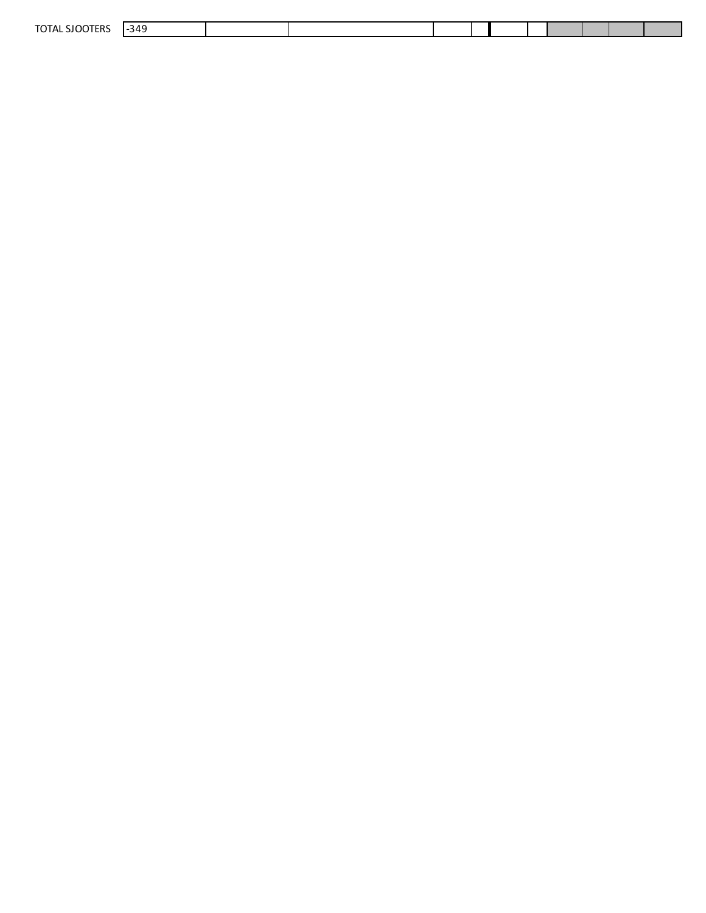| | | | | | | | | | | | | |
|---|---|---|---|---|---|---|---|---|---|---|---|---|
| TOTAL SJOOTERS | -349 | | | | | | | | | | | |